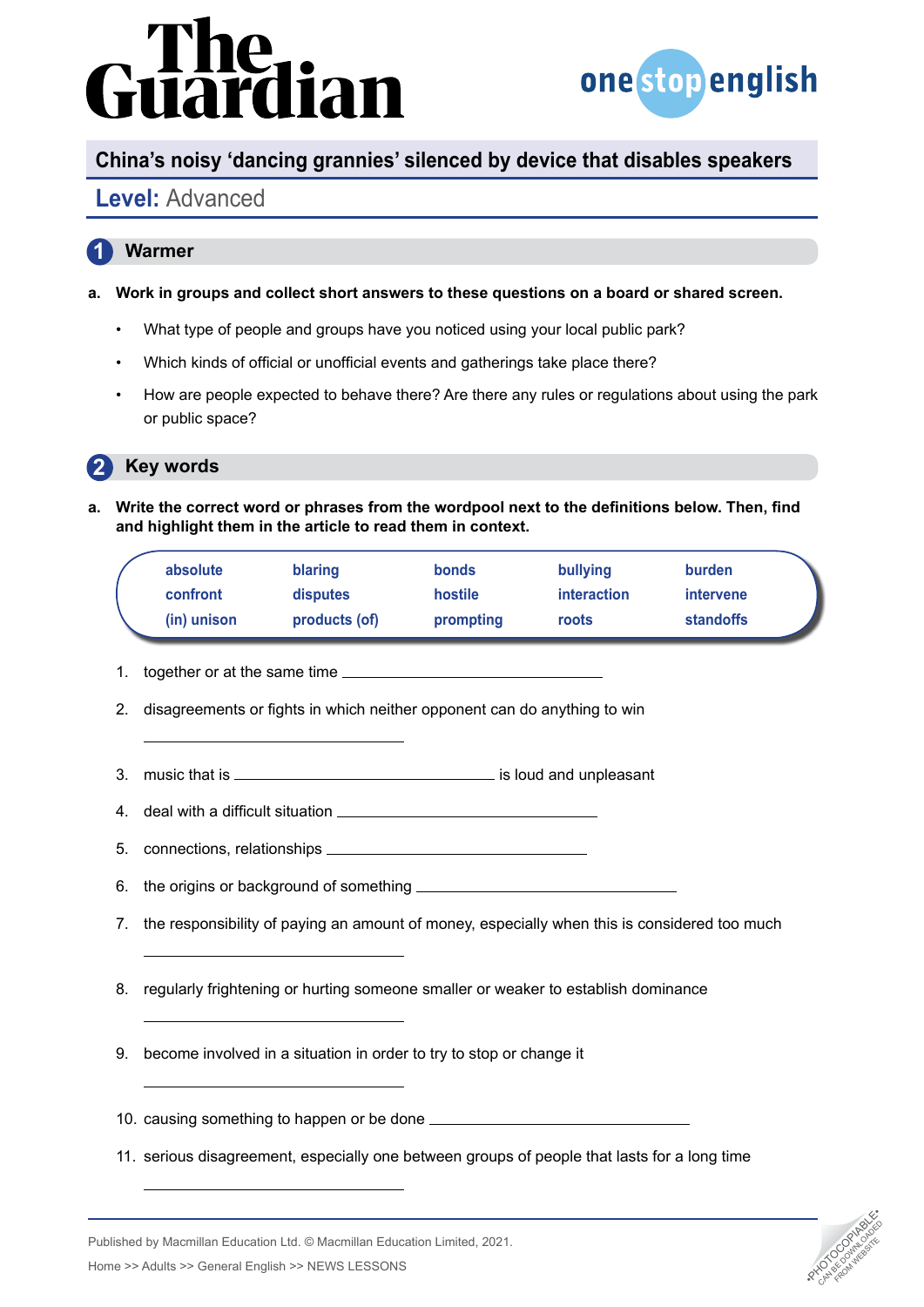# The Guardian

**one stop english**

## China's noisy 'dancing grannies' silenced by device that disables speakers

**Level:** Advanced

## 1 Warmer

**a. Work in groups and collect short answers to these questions on a board or shared screen.**

- What type of people and groups have you noticed using your local public park?
- Which kinds of official or unofficial events and gatherings take place there?
- How are people expected to behave there? Are there any rules or regulations about using the park or public space?

## 2 Key words

**a. Write the correct word or phrases from the wordpool next to the definitions below. Then, find and highlight them in the article to read them in context.**

| | | | | |
|---|---|---|---|---|
| absolute | blaring | bonds | bullying | burden |
| confront | disputes | hostile | interaction | intervene |
| (in) unison | products (of) | prompting | roots | standoffs |

1. together or at the same time ______________________
2. disagreements or fights in which neither opponent can do anything to win ______________________
3. music that is ______________________ is loud and unpleasant
4. deal with a difficult situation ______________________
5. connections, relationships ______________________
6. the origins or background of something ______________________
7. the responsibility of paying an amount of money, especially when this is considered too much ______________________
8. regularly frightening or hurting someone smaller or weaker to establish dominance ______________________
9. become involved in a situation in order to try to stop or change it ______________________
10. causing something to happen or be done ______________________
11. serious disagreement, especially one between groups of people that lasts for a long time ______________________

Published by Macmillan Education Ltd. © Macmillan Education Limited, 2021.

Home >> Adults >> General English >> NEWS LESSONS

•PHOTOCOPIABLE• CAN BE DOWNLOADED FROM WEBSITE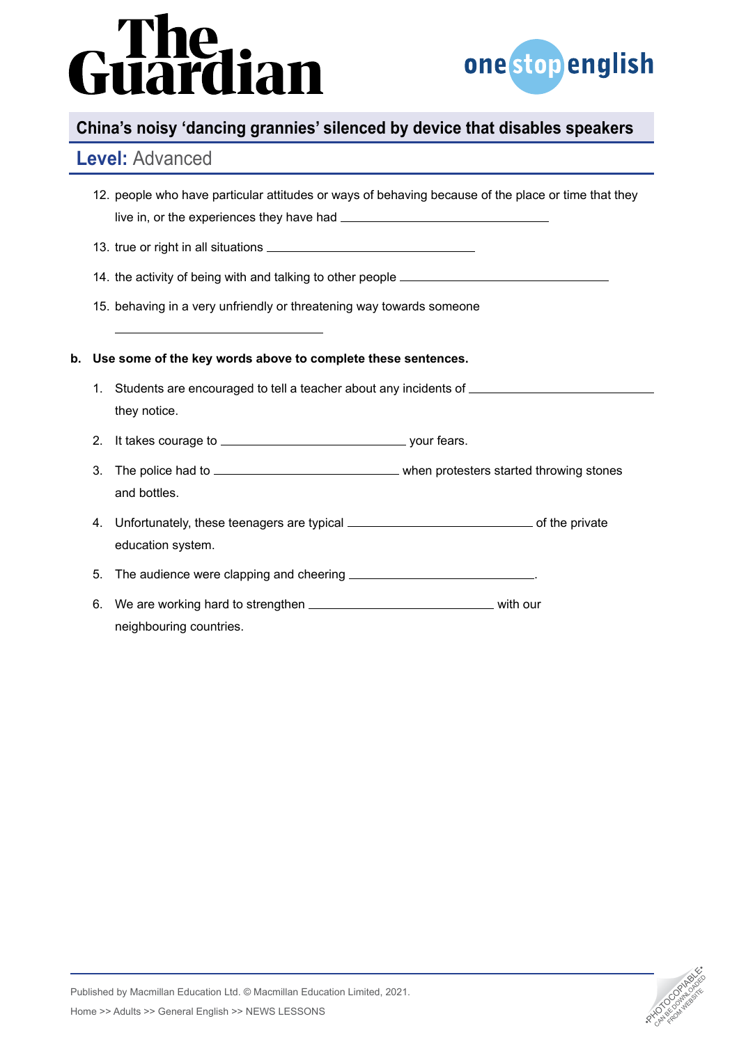12. people who have particular attitudes or ways of behaving because of the place or time that they live in, or the experiences they have had ________________

13. true or right in all situations ________________

14. the activity of being with and talking to other people ________________

15. behaving in a very unfriendly or threatening way towards someone

________________

**b. Use some of the key words above to complete these sentences.**

1. Students are encouraged to tell a teacher about any incidents of ________________ they notice.

2. It takes courage to ________________ your fears.

3. The police had to ________________ when protesters started throwing stones and bottles.

4. Unfortunately, these teenagers are typical ________________ of the private education system.

5. The audience were clapping and cheering ________________.

6. We are working hard to strengthen ________________ with our neighbouring countries.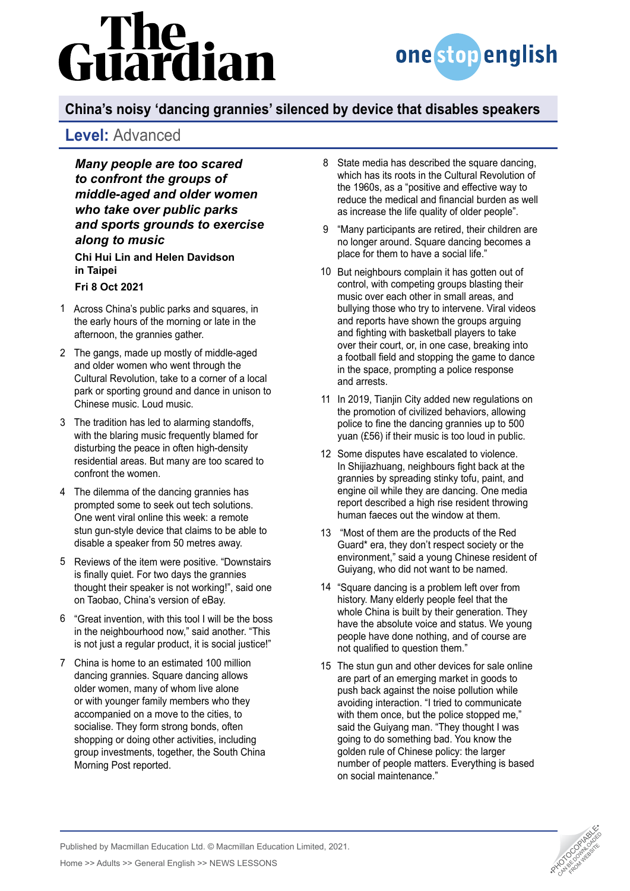# China's noisy 'dancing grannies' silenced by device that disables speakers

## Level: Advanced

***Many people are too scared to confront the groups of middle-aged and older women who take over public parks and sports grounds to exercise along to music***

**Chi Hui Lin and Helen Davidson in Taipei**

**Fri 8 Oct 2021**

1 Across China's public parks and squares, in the early hours of the morning or late in the afternoon, the grannies gather.

2 The gangs, made up mostly of middle-aged and older women who went through the Cultural Revolution, take to a corner of a local park or sporting ground and dance in unison to Chinese music. Loud music.

3 The tradition has led to alarming standoffs, with the blaring music frequently blamed for disturbing the peace in often high-density residential areas. But many are too scared to confront the women.

4 The dilemma of the dancing grannies has prompted some to seek out tech solutions. One went viral online this week: a remote stun gun-style device that claims to be able to disable a speaker from 50 metres away.

5 Reviews of the item were positive. "Downstairs is finally quiet. For two days the grannies thought their speaker is not working!", said one on Taobao, China's version of eBay.

6 "Great invention, with this tool I will be the boss in the neighbourhood now," said another. "This is not just a regular product, it is social justice!"

7 China is home to an estimated 100 million dancing grannies. Square dancing allows older women, many of whom live alone or with younger family members who they accompanied on a move to the cities, to socialise. They form strong bonds, often shopping or doing other activities, including group investments, together, the South China Morning Post reported.

8 State media has described the square dancing, which has its roots in the Cultural Revolution of the 1960s, as a "positive and effective way to reduce the medical and financial burden as well as increase the life quality of older people".

9 "Many participants are retired, their children are no longer around. Square dancing becomes a place for them to have a social life."

10 But neighbours complain it has gotten out of control, with competing groups blasting their music over each other in small areas, and bullying those who try to intervene. Viral videos and reports have shown the groups arguing and fighting with basketball players to take over their court, or, in one case, breaking into a football field and stopping the game to dance in the space, prompting a police response and arrests.

11 In 2019, Tianjin City added new regulations on the promotion of civilized behaviors, allowing police to fine the dancing grannies up to 500 yuan (£56) if their music is too loud in public.

12 Some disputes have escalated to violence. In Shijiazhuang, neighbours fight back at the grannies by spreading stinky tofu, paint, and engine oil while they are dancing. One media report described a high rise resident throwing human faeces out the window at them.

13 "Most of them are the products of the Red Guard* era, they don't respect society or the environment," said a young Chinese resident of Guiyang, who did not want to be named.

14 "Square dancing is a problem left over from history. Many elderly people feel that the whole China is built by their generation. They have the absolute voice and status. We young people have done nothing, and of course are not qualified to question them."

15 The stun gun and other devices for sale online are part of an emerging market in goods to push back against the noise pollution while avoiding interaction. "I tried to communicate with them once, but the police stopped me," said the Guiyang man. "They thought I was going to do something bad. You know the golden rule of Chinese policy: the larger number of people matters. Everything is based on social maintenance."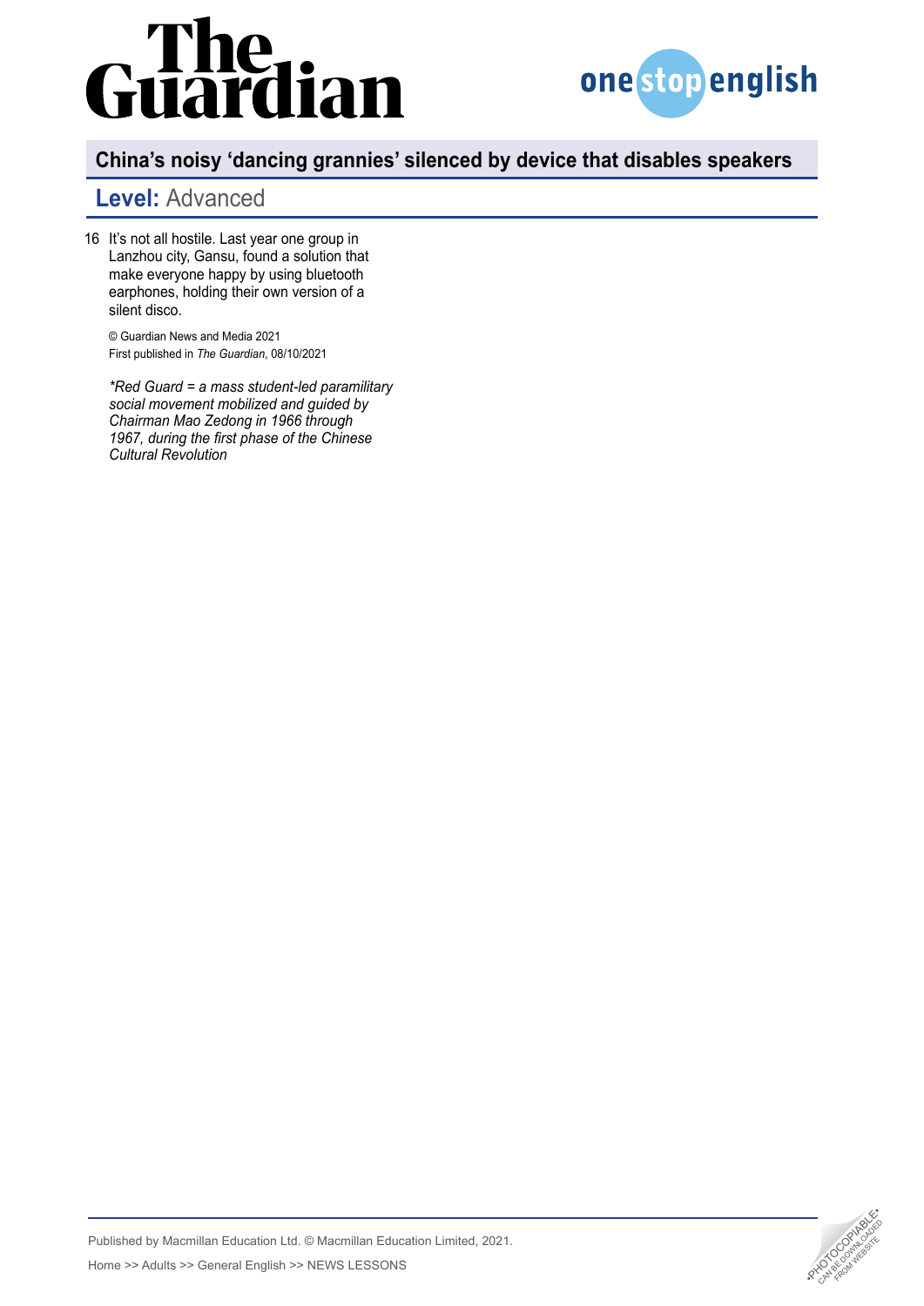16 It's not all hostile. Last year one group in Lanzhou city, Gansu, found a solution that make everyone happy by using bluetooth earphones, holding their own version of a silent disco.

© Guardian News and Media 2021
First published in *The Guardian*, 08/10/2021

**Red Guard = a mass student-led paramilitary social movement mobilized and guided by Chairman Mao Zedong in 1966 through 1967, during the first phase of the Chinese Cultural Revolution*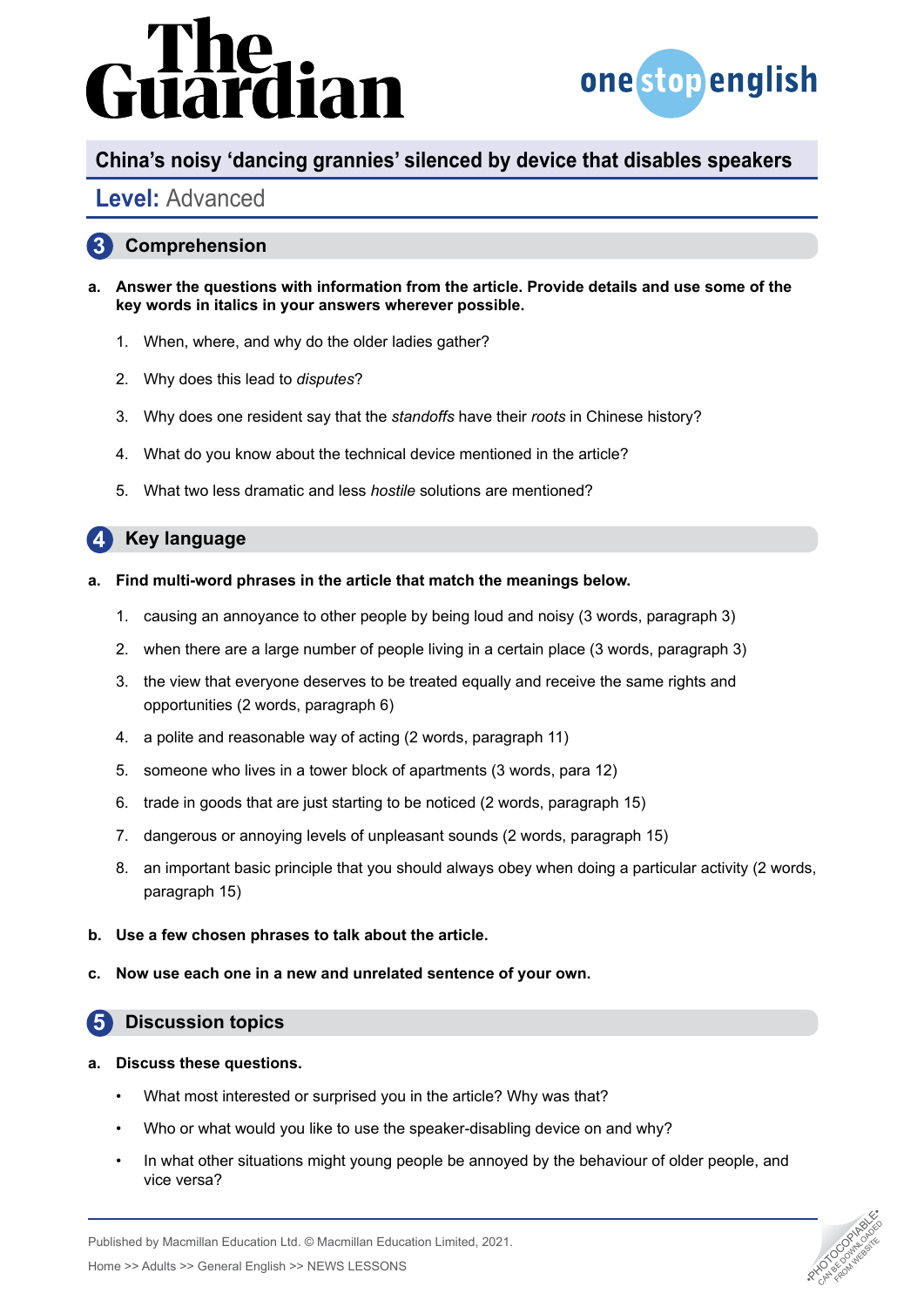## China's noisy 'dancing grannies' silenced by device that disables speakers

**Level:** Advanced

## 3 Comprehension

**a. Answer the questions with information from the article. Provide details and use some of the key words in italics in your answers wherever possible.**

1. When, where, and why do the older ladies gather?
2. Why does this lead to *disputes*?
3. Why does one resident say that the *standoffs* have their *roots* in Chinese history?
4. What do you know about the technical device mentioned in the article?
5. What two less dramatic and less *hostile* solutions are mentioned?

## 4 Key language

**a. Find multi-word phrases in the article that match the meanings below.**

1. causing an annoyance to other people by being loud and noisy (3 words, paragraph 3)
2. when there are a large number of people living in a certain place (3 words, paragraph 3)
3. the view that everyone deserves to be treated equally and receive the same rights and opportunities (2 words, paragraph 6)
4. a polite and reasonable way of acting (2 words, paragraph 11)
5. someone who lives in a tower block of apartments (3 words, para 12)
6. trade in goods that are just starting to be noticed (2 words, paragraph 15)
7. dangerous or annoying levels of unpleasant sounds (2 words, paragraph 15)
8. an important basic principle that you should always obey when doing a particular activity (2 words, paragraph 15)

**b. Use a few chosen phrases to talk about the article.**

**c. Now use each one in a new and unrelated sentence of your own.**

## 5 Discussion topics

**a. Discuss these questions.**

- What most interested or surprised you in the article? Why was that?
- Who or what would you like to use the speaker-disabling device on and why?
- In what other situations might young people be annoyed by the behaviour of older people, and vice versa?

Published by Macmillan Education Ltd. © Macmillan Education Limited, 2021.

Home >> Adults >> General English >> NEWS LESSONS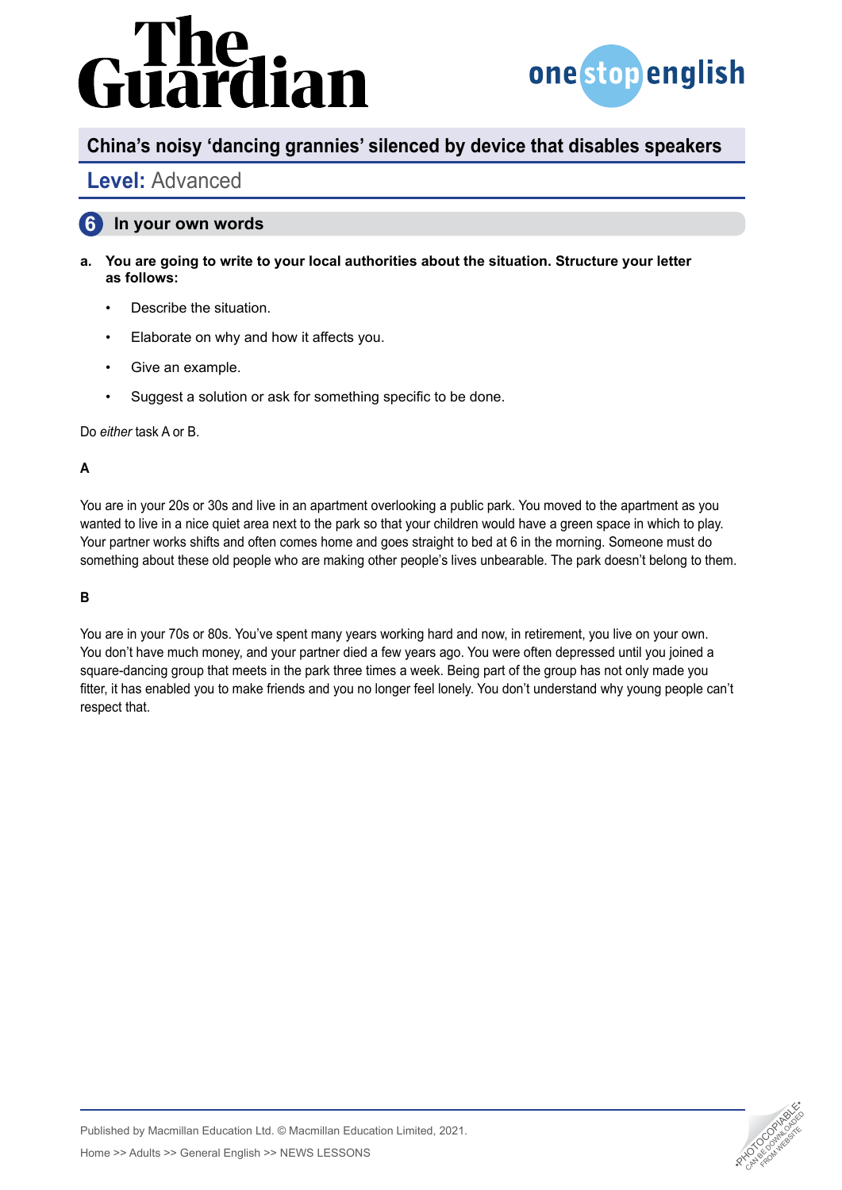## China's noisy 'dancing grannies' silenced by device that disables speakers

**Level:** Advanced

### 6 In your own words

**a. You are going to write to your local authorities about the situation. Structure your letter as follows:**

- Describe the situation.
- Elaborate on why and how it affects you.
- Give an example.
- Suggest a solution or ask for something specific to be done.

Do *either* task A or B.

**A**

You are in your 20s or 30s and live in an apartment overlooking a public park. You moved to the apartment as you wanted to live in a nice quiet area next to the park so that your children would have a green space in which to play. Your partner works shifts and often comes home and goes straight to bed at 6 in the morning. Someone must do something about these old people who are making other people's lives unbearable. The park doesn't belong to them.

**B**

You are in your 70s or 80s. You've spent many years working hard and now, in retirement, you live on your own. You don't have much money, and your partner died a few years ago. You were often depressed until you joined a square-dancing group that meets in the park three times a week. Being part of the group has not only made you fitter, it has enabled you to make friends and you no longer feel lonely. You don't understand why young people can't respect that.